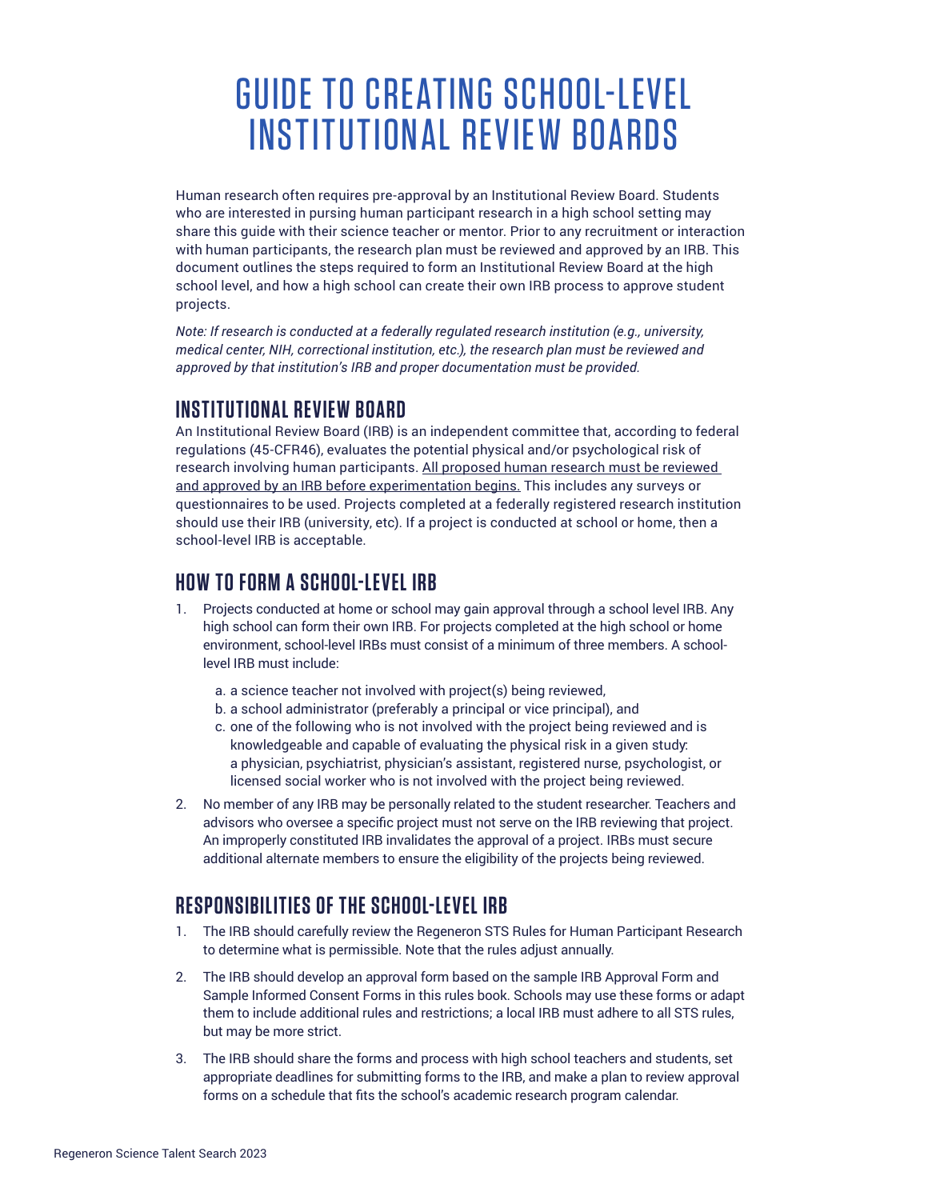# GUIDE TO CREATING SCHOOL-LEVEL INSTITUTIONAL REVIEW BOARDS

Human research often requires pre-approval by an Institutional Review Board. Students who are interested in pursing human participant research in a high school setting may share this guide with their science teacher or mentor. Prior to any recruitment or interaction with human participants, the research plan must be reviewed and approved by an IRB. This document outlines the steps required to form an Institutional Review Board at the high school level, and how a high school can create their own IRB process to approve student projects.

*Note: If research is conducted at a federally regulated research institution (e.g., university, medical center, NIH, correctional institution, etc.), the research plan must be reviewed and approved by that institution's IRB and proper documentation must be provided.*

## INSTITUTIONAL REVIEW BOARD

An Institutional Review Board (IRB) is an independent committee that, according to federal regulations (45-CFR46), evaluates the potential physical and/or psychological risk of research involving human participants. <u>All proposed human research must be reviewed and approved by an IRB before experimentation begins.</u> This includes any surveys or questionnaires to be used. Projects completed at a federally registered research institution should use their IRB (university, etc). If a project is conducted at school or home, then a school-level IRB is acceptable.

## HOW TO FORM A SCHOOL-LEVEL IRB

1. Projects conducted at home or school may gain approval through a school level IRB. Any high school can form their own IRB. For projects completed at the high school or home environment, school-level IRBs must consist of a minimum of three members. A school-level IRB must include:
   a. a science teacher not involved with project(s) being reviewed,
   b. a school administrator (preferably a principal or vice principal), and
   c. one of the following who is not involved with the project being reviewed and is knowledgeable and capable of evaluating the physical risk in a given study: a physician, psychiatrist, physician's assistant, registered nurse, psychologist, or licensed social worker who is not involved with the project being reviewed.
2. No member of any IRB may be personally related to the student researcher. Teachers and advisors who oversee a specific project must not serve on the IRB reviewing that project. An improperly constituted IRB invalidates the approval of a project. IRBs must secure additional alternate members to ensure the eligibility of the projects being reviewed.

## RESPONSIBILITIES OF THE SCHOOL-LEVEL IRB

1. The IRB should carefully review the Regeneron STS Rules for Human Participant Research to determine what is permissible. Note that the rules adjust annually.
2. The IRB should develop an approval form based on the sample IRB Approval Form and Sample Informed Consent Forms in this rules book. Schools may use these forms or adapt them to include additional rules and restrictions; a local IRB must adhere to all STS rules, but may be more strict.
3. The IRB should share the forms and process with high school teachers and students, set appropriate deadlines for submitting forms to the IRB, and make a plan to review approval forms on a schedule that fits the school's academic research program calendar.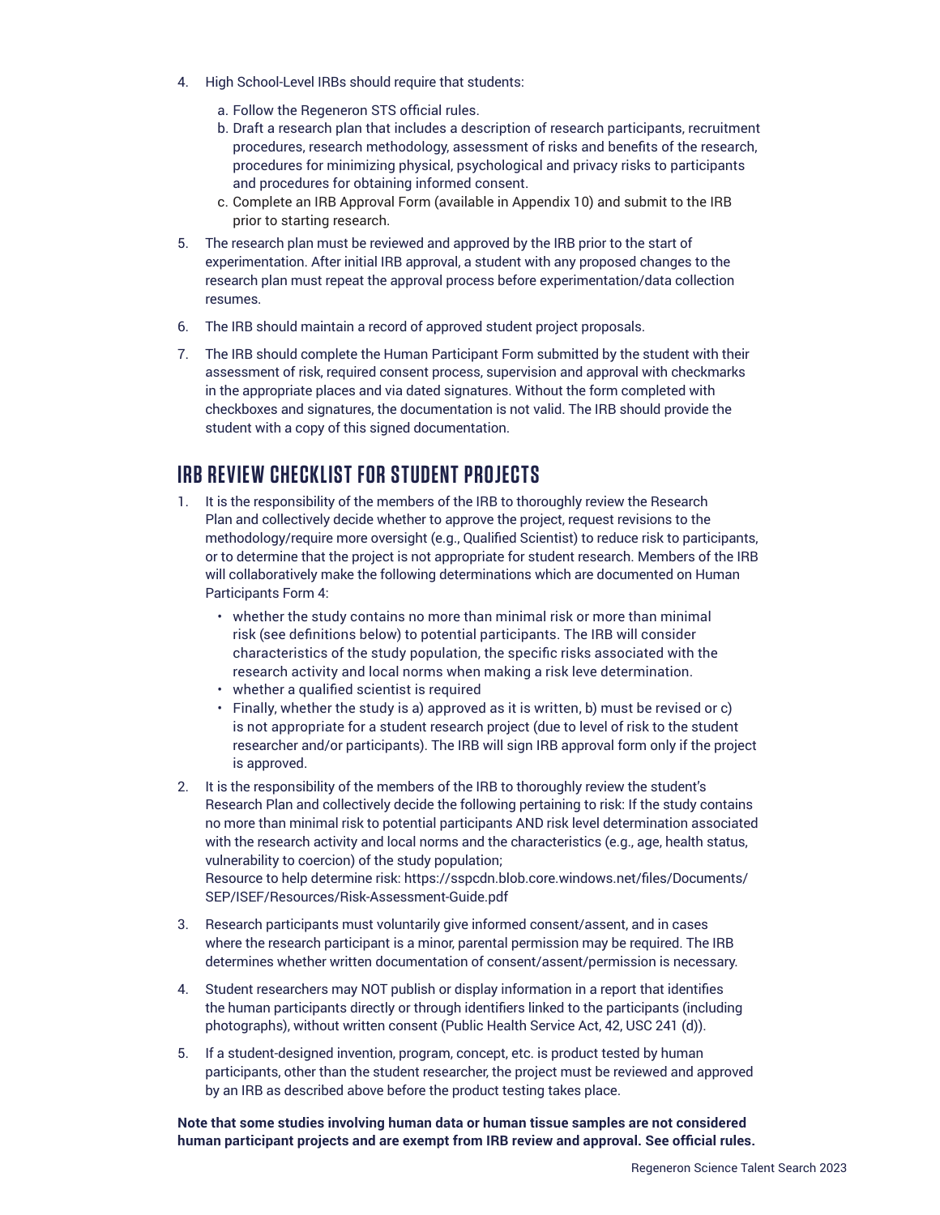4. High School-Level IRBs should require that students:
   a. Follow the Regeneron STS official rules.
   b. Draft a research plan that includes a description of research participants, recruitment procedures, research methodology, assessment of risks and benefits of the research, procedures for minimizing physical, psychological and privacy risks to participants and procedures for obtaining informed consent.
   c. Complete an IRB Approval Form (available in Appendix 10) and submit to the IRB prior to starting research.
5. The research plan must be reviewed and approved by the IRB prior to the start of experimentation. After initial IRB approval, a student with any proposed changes to the research plan must repeat the approval process before experimentation/data collection resumes.
6. The IRB should maintain a record of approved student project proposals.
7. The IRB should complete the Human Participant Form submitted by the student with their assessment of risk, required consent process, supervision and approval with checkmarks in the appropriate places and via dated signatures. Without the form completed with checkboxes and signatures, the documentation is not valid. The IRB should provide the student with a copy of this signed documentation.

## IRB REVIEW CHECKLIST FOR STUDENT PROJECTS

1. It is the responsibility of the members of the IRB to thoroughly review the Research Plan and collectively decide whether to approve the project, request revisions to the methodology/require more oversight (e.g., Qualified Scientist) to reduce risk to participants, or to determine that the project is not appropriate for student research. Members of the IRB will collaboratively make the following determinations which are documented on Human Participants Form 4:
   - whether the study contains no more than minimal risk or more than minimal risk (see definitions below) to potential participants. The IRB will consider characteristics of the study population, the specific risks associated with the research activity and local norms when making a risk leve determination.
   - whether a qualified scientist is required
   - Finally, whether the study is a) approved as it is written, b) must be revised or c) is not appropriate for a student research project (due to level of risk to the student researcher and/or participants). The IRB will sign IRB approval form only if the project is approved.
2. It is the responsibility of the members of the IRB to thoroughly review the student's Research Plan and collectively decide the following pertaining to risk: If the study contains no more than minimal risk to potential participants AND risk level determination associated with the research activity and local norms and the characteristics (e.g., age, health status, vulnerability to coercion) of the study population;
   Resource to help determine risk: https://sspcdn.blob.core.windows.net/files/Documents/SEP/ISEF/Resources/Risk-Assessment-Guide.pdf
3. Research participants must voluntarily give informed consent/assent, and in cases where the research participant is a minor, parental permission may be required. The IRB determines whether written documentation of consent/assent/permission is necessary.
4. Student researchers may NOT publish or display information in a report that identifies the human participants directly or through identifiers linked to the participants (including photographs), without written consent (Public Health Service Act, 42, USC 241 (d)).
5. If a student-designed invention, program, concept, etc. is product tested by human participants, other than the student researcher, the project must be reviewed and approved by an IRB as described above before the product testing takes place.

**Note that some studies involving human data or human tissue samples are not considered human participant projects and are exempt from IRB review and approval. See official rules.**